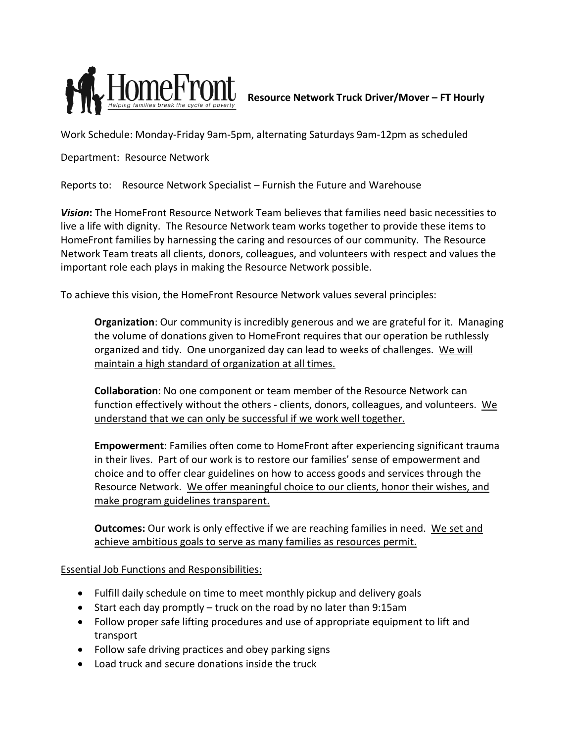HomeFront
*Helping families break the cycle of poverty*

# Resource Network Truck Driver/Mover – FT Hourly

Work Schedule: Monday-Friday 9am-5pm, alternating Saturdays 9am-12pm as scheduled

Department: Resource Network

Reports to: Resource Network Specialist – Furnish the Future and Warehouse

***Vision*****:** The HomeFront Resource Network Team believes that families need basic necessities to live a life with dignity. The Resource Network team works together to provide these items to HomeFront families by harnessing the caring and resources of our community. The Resource Network Team treats all clients, donors, colleagues, and volunteers with respect and values the important role each plays in making the Resource Network possible.

To achieve this vision, the HomeFront Resource Network values several principles:

> **Organization**: Our community is incredibly generous and we are grateful for it. Managing the volume of donations given to HomeFront requires that our operation be ruthlessly organized and tidy. One unorganized day can lead to weeks of challenges. <u>We will maintain a high standard of organization at all times.</u>
>
> **Collaboration**: No one component or team member of the Resource Network can function effectively without the others - clients, donors, colleagues, and volunteers. <u>We understand that we can only be successful if we work well together.</u>
>
> **Empowerment**: Families often come to HomeFront after experiencing significant trauma in their lives. Part of our work is to restore our families' sense of empowerment and choice and to offer clear guidelines on how to access goods and services through the Resource Network. <u>We offer meaningful choice to our clients, honor their wishes, and make program guidelines transparent.</u>
>
> **Outcomes:** Our work is only effective if we are reaching families in need. <u>We set and achieve ambitious goals to serve as many families as resources permit.</u>

<u>Essential Job Functions and Responsibilities:</u>

- Fulfill daily schedule on time to meet monthly pickup and delivery goals
- Start each day promptly – truck on the road by no later than 9:15am
- Follow proper safe lifting procedures and use of appropriate equipment to lift and transport
- Follow safe driving practices and obey parking signs
- Load truck and secure donations inside the truck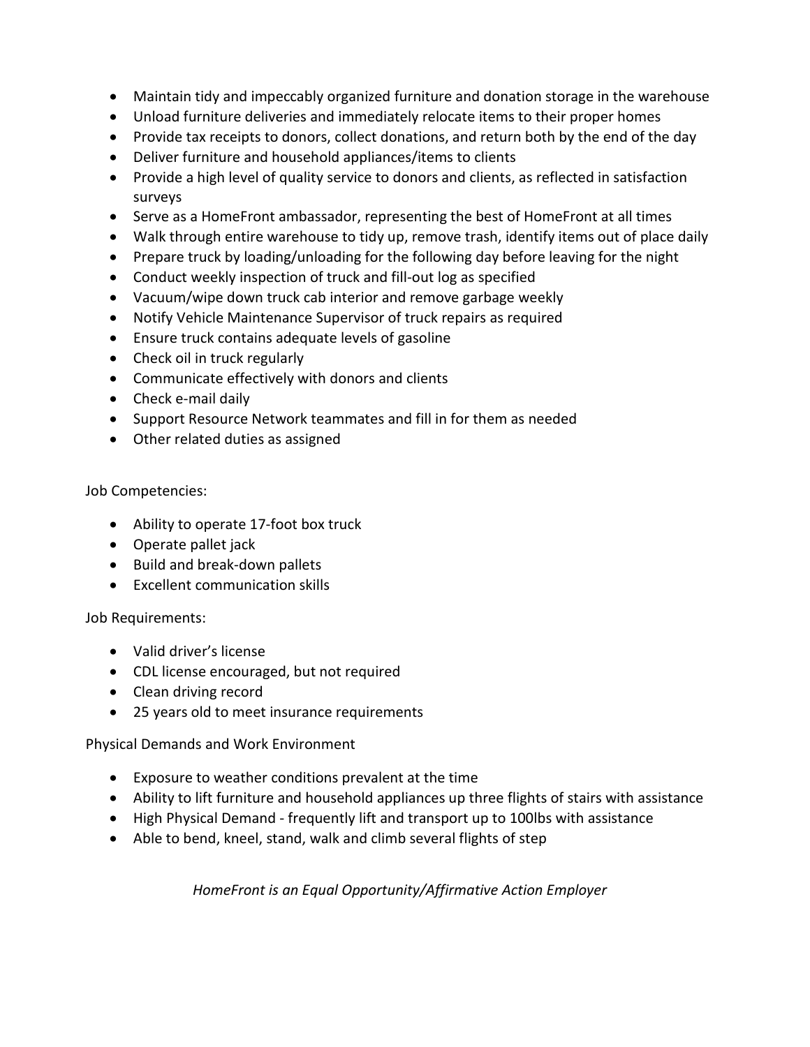- Maintain tidy and impeccably organized furniture and donation storage in the warehouse
- Unload furniture deliveries and immediately relocate items to their proper homes
- Provide tax receipts to donors, collect donations, and return both by the end of the day
- Deliver furniture and household appliances/items to clients
- Provide a high level of quality service to donors and clients, as reflected in satisfaction surveys
- Serve as a HomeFront ambassador, representing the best of HomeFront at all times
- Walk through entire warehouse to tidy up, remove trash, identify items out of place daily
- Prepare truck by loading/unloading for the following day before leaving for the night
- Conduct weekly inspection of truck and fill-out log as specified
- Vacuum/wipe down truck cab interior and remove garbage weekly
- Notify Vehicle Maintenance Supervisor of truck repairs as required
- Ensure truck contains adequate levels of gasoline
- Check oil in truck regularly
- Communicate effectively with donors and clients
- Check e-mail daily
- Support Resource Network teammates and fill in for them as needed
- Other related duties as assigned

Job Competencies:

- Ability to operate 17-foot box truck
- Operate pallet jack
- Build and break-down pallets
- Excellent communication skills

Job Requirements:

- Valid driver's license
- CDL license encouraged, but not required
- Clean driving record
- 25 years old to meet insurance requirements

Physical Demands and Work Environment

- Exposure to weather conditions prevalent at the time
- Ability to lift furniture and household appliances up three flights of stairs with assistance
- High Physical Demand - frequently lift and transport up to 100lbs with assistance
- Able to bend, kneel, stand, walk and climb several flights of step

*HomeFront is an Equal Opportunity/Affirmative Action Employer*